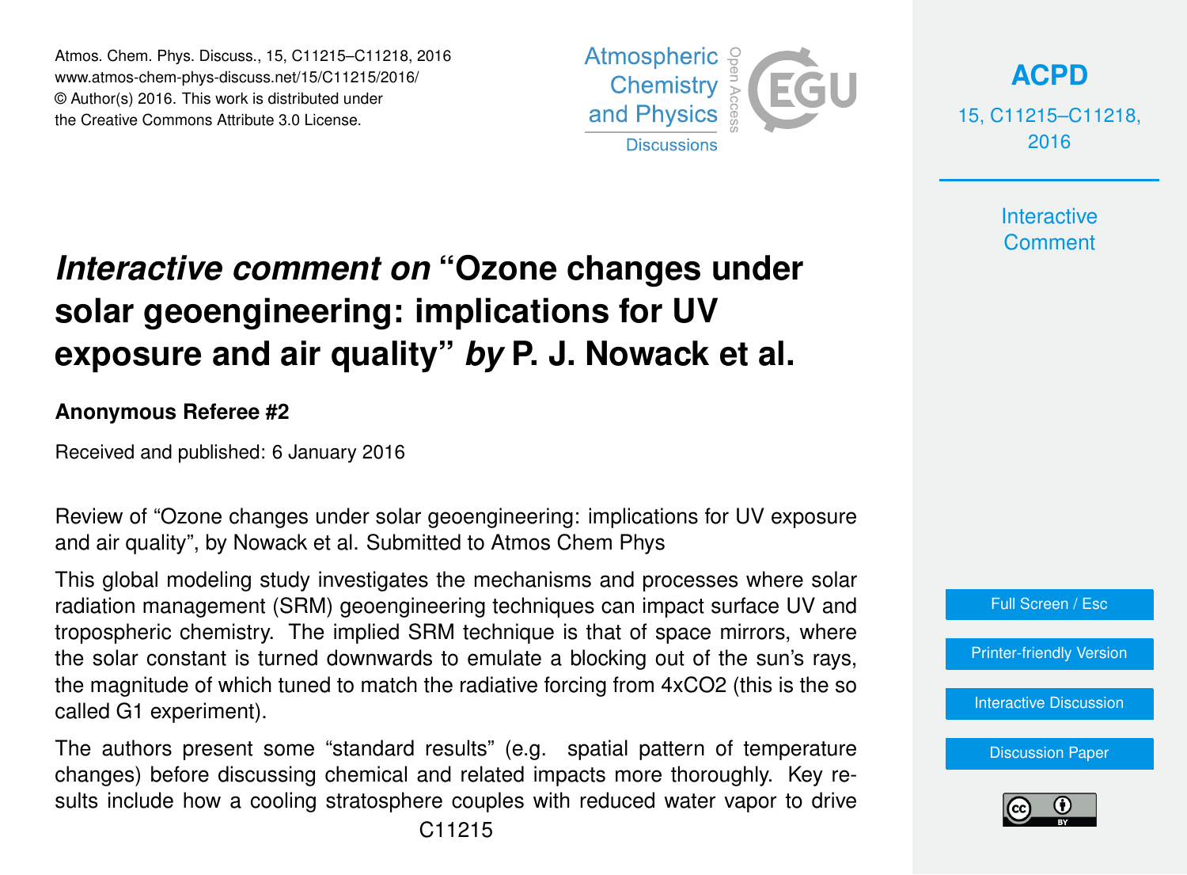# *Interactive comment on* "Ozone changes under solar geoengineering: implications for UV exposure and air quality" *by* P. J. Nowack et al.

**Anonymous Referee #2**

Received and published: 6 January 2016

Review of "Ozone changes under solar geoengineering: implications for UV exposure and air quality", by Nowack et al. Submitted to Atmos Chem Phys

This global modeling study investigates the mechanisms and processes where solar radiation management (SRM) geoengineering techniques can impact surface UV and tropospheric chemistry. The implied SRM technique is that of space mirrors, where the solar constant is turned downwards to emulate a blocking out of the sun's rays, the magnitude of which tuned to match the radiative forcing from 4xCO2 (this is the so called G1 experiment).

The authors present some "standard results" (e.g. spatial pattern of temperature changes) before discussing chemical and related impacts more thoroughly. Key results include how a cooling stratosphere couples with reduced water vapor to drive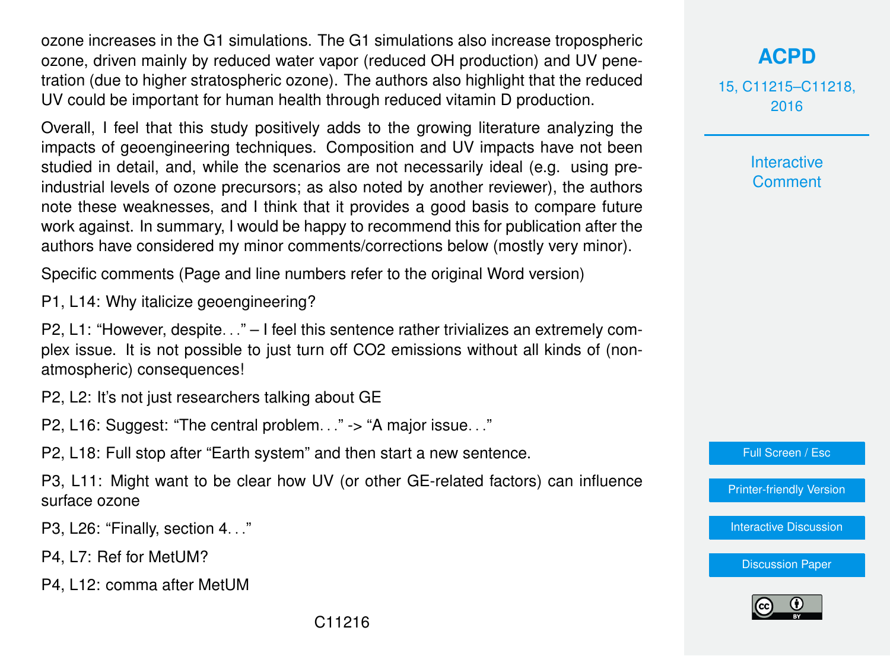ozone increases in the G1 simulations. The G1 simulations also increase tropospheric ozone, driven mainly by reduced water vapor (reduced OH production) and UV penetration (due to higher stratospheric ozone). The authors also highlight that the reduced UV could be important for human health through reduced vitamin D production.

Overall, I feel that this study positively adds to the growing literature analyzing the impacts of geoengineering techniques. Composition and UV impacts have not been studied in detail, and, while the scenarios are not necessarily ideal (e.g. using pre-industrial levels of ozone precursors; as also noted by another reviewer), the authors note these weaknesses, and I think that it provides a good basis to compare future work against. In summary, I would be happy to recommend this for publication after the authors have considered my minor comments/corrections below (mostly very minor).

Specific comments (Page and line numbers refer to the original Word version)

P1, L14: Why italicize geoengineering?

P2, L1: "However, despite. . ." – I feel this sentence rather trivializes an extremely complex issue. It is not possible to just turn off $CO_2$ emissions without all kinds of (non-atmospheric) consequences!

P2, L2: It's not just researchers talking about GE

P2, L16: Suggest: "The central problem. . ." -> "A major issue. . ."

P2, L18: Full stop after "Earth system" and then start a new sentence.

P3, L11: Might want to be clear how UV (or other GE-related factors) can influence surface ozone

P3, L26: "Finally, section 4. . ."

P4, L7: Ref for MetUM?

P4, L12: comma after MetUM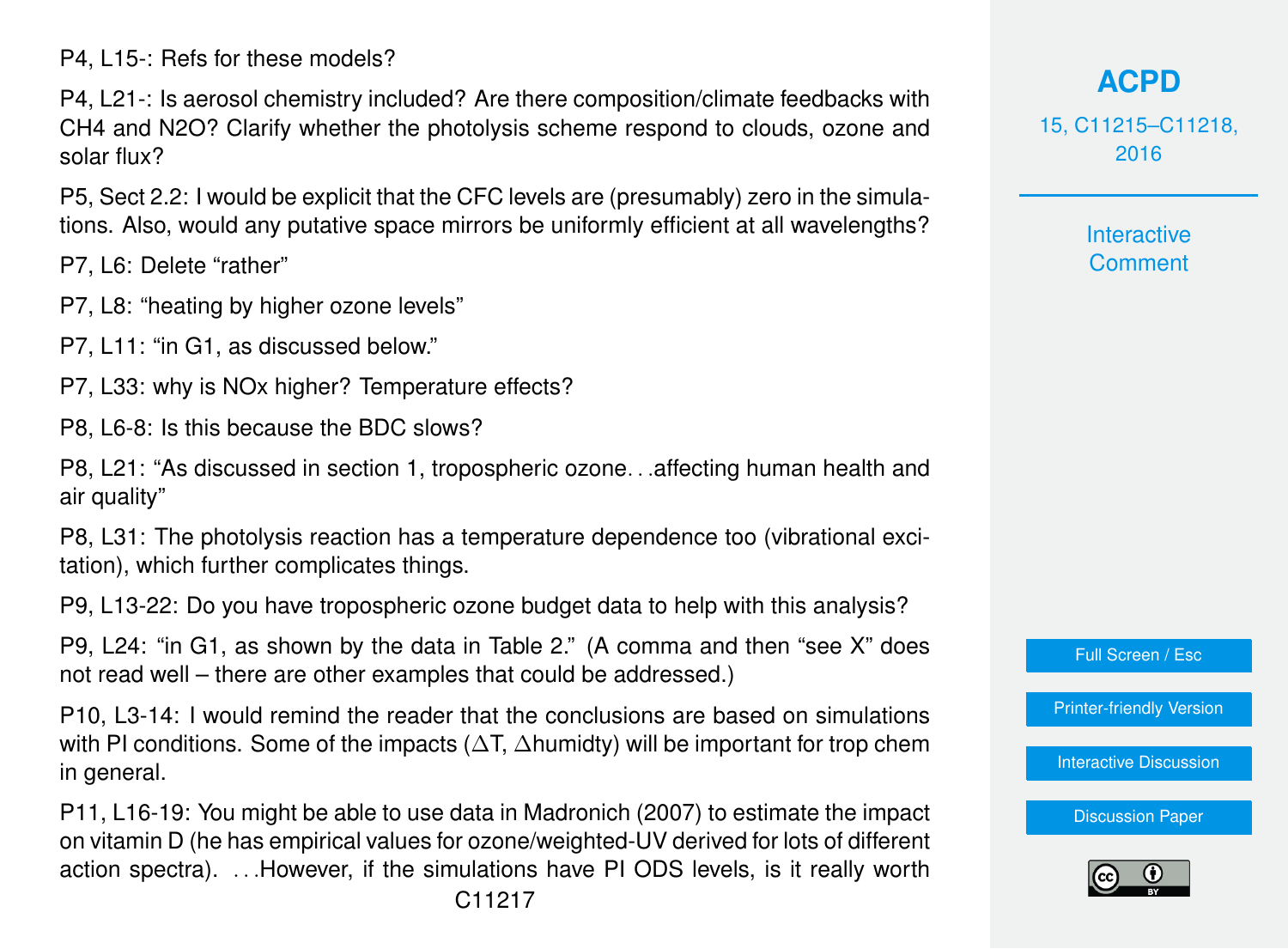P4, L15-: Refs for these models?

P4, L21-: Is aerosol chemistry included? Are there composition/climate feedbacks with $CH_4$ and $N_2O$? Clarify whether the photolysis scheme respond to clouds, ozone and solar flux?

P5, Sect 2.2: I would be explicit that the CFC levels are (presumably) zero in the simulations. Also, would any putative space mirrors be uniformly efficient at all wavelengths?

P7, L6: Delete "rather"

P7, L8: "heating by higher ozone levels"

P7, L11: "in G1, as discussed below."

P7, L33: why is NOx higher? Temperature effects?

P8, L6-8: Is this because the BDC slows?

P8, L21: "As discussed in section 1, tropospheric ozone. . .affecting human health and air quality"

P8, L31: The photolysis reaction has a temperature dependence too (vibrational excitation), which further complicates things.

P9, L13-22: Do you have tropospheric ozone budget data to help with this analysis?

P9, L24: "in G1, as shown by the data in Table 2." (A comma and then "see X" does not read well – there are other examples that could be addressed.)

P10, L3-14: I would remind the reader that the conclusions are based on simulations with PI conditions. Some of the impacts ($\Delta$T, $\Delta$humidty) will be important for trop chem in general.

P11, L16-19: You might be able to use data in Madronich (2007) to estimate the impact on vitamin D (he has empirical values for ozone/weighted-UV derived for lots of different action spectra). . . .However, if the simulations have PI ODS levels, is it really worth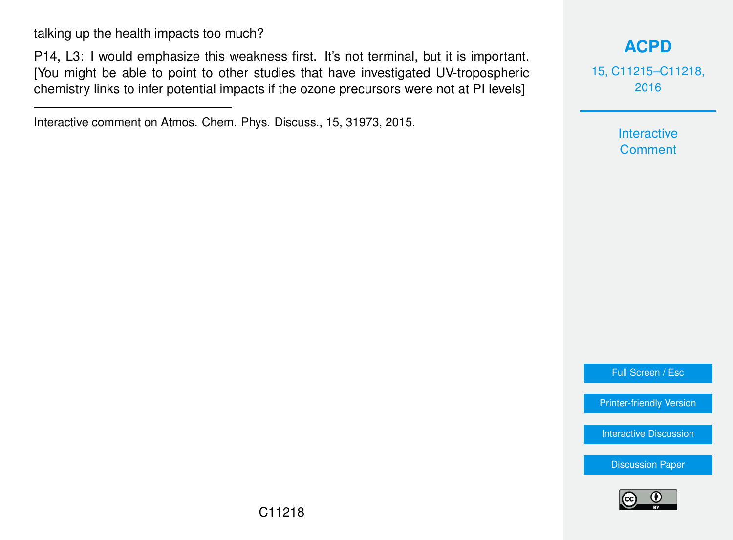talking up the health impacts too much?

P14, L3: I would emphasize this weakness first. It's not terminal, but it is important. [You might be able to point to other studies that have investigated UV-tropospheric chemistry links to infer potential impacts if the ozone precursors were not at PI levels]

---

Interactive comment on Atmos. Chem. Phys. Discuss., 15, 31973, 2015.